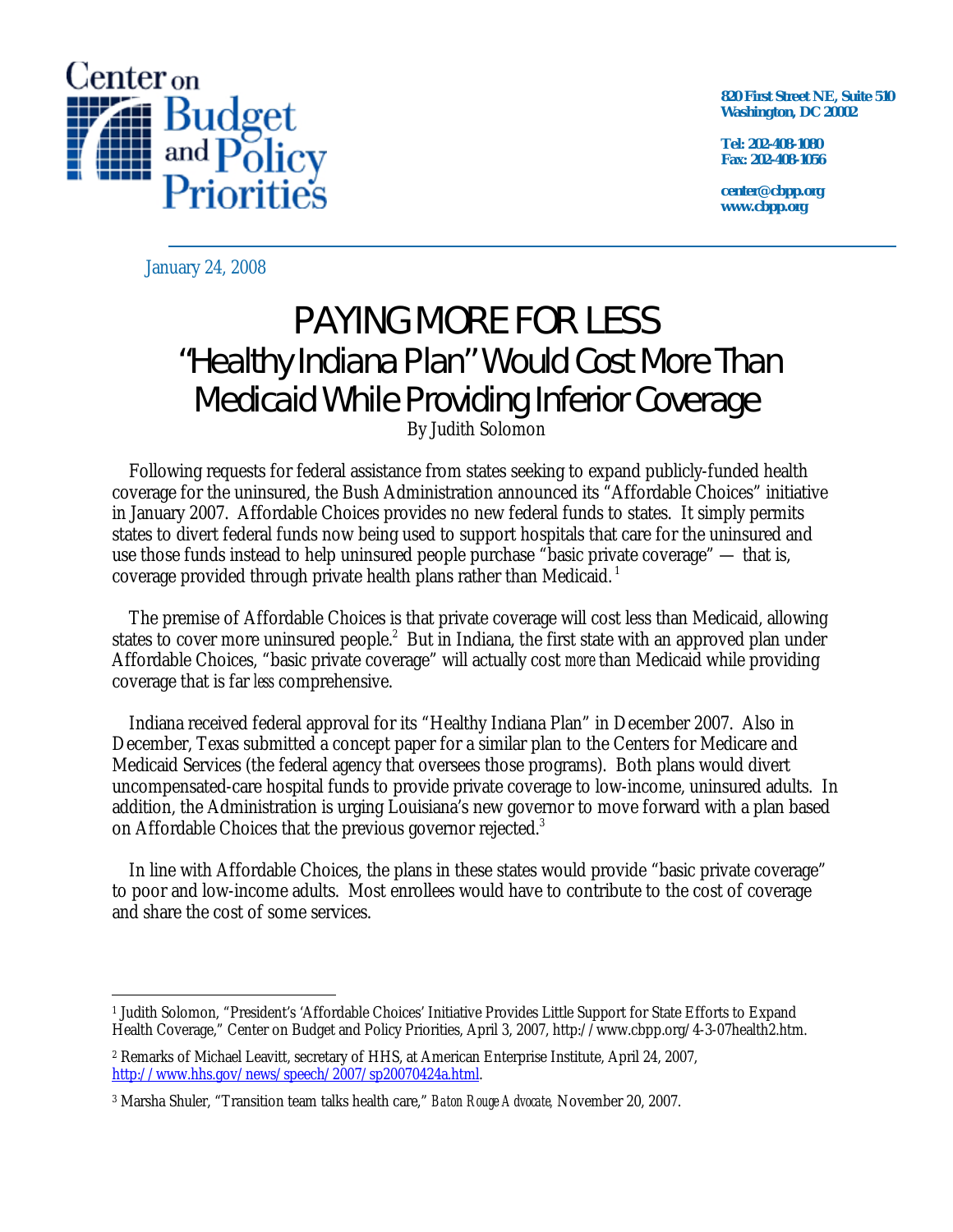Center on Budget and Policy Priorities

820 First Street NE, Suite 510
Washington, DC 20002

Tel: 202-408-1080
Fax: 202-408-1056

center@cbpp.org
www.cbpp.org

January 24, 2008

# PAYING MORE FOR LESS
## "Healthy Indiana Plan" Would Cost More Than Medicaid While Providing Inferior Coverage

By Judith Solomon

Following requests for federal assistance from states seeking to expand publicly-funded health coverage for the uninsured, the Bush Administration announced its "Affordable Choices" initiative in January 2007. Affordable Choices provides no new federal funds to states. It simply permits states to divert federal funds now being used to support hospitals that care for the uninsured and use those funds instead to help uninsured people purchase "basic private coverage" — that is, coverage provided through private health plans rather than Medicaid.[1]

The premise of Affordable Choices is that private coverage will cost less than Medicaid, allowing states to cover more uninsured people.[2] But in Indiana, the first state with an approved plan under Affordable Choices, "basic private coverage" will actually cost *more* than Medicaid while providing coverage that is far *less* comprehensive.

Indiana received federal approval for its "Healthy Indiana Plan" in December 2007. Also in December, Texas submitted a concept paper for a similar plan to the Centers for Medicare and Medicaid Services (the federal agency that oversees those programs). Both plans would divert uncompensated-care hospital funds to provide private coverage to low-income, uninsured adults. In addition, the Administration is urging Louisiana's new governor to move forward with a plan based on Affordable Choices that the previous governor rejected.[3]

In line with Affordable Choices, the plans in these states would provide "basic private coverage" to poor and low-income adults. Most enrollees would have to contribute to the cost of coverage and share the cost of some services.

---

[1] Judith Solomon, "President's 'Affordable Choices' Initiative Provides Little Support for State Efforts to Expand Health Coverage," Center on Budget and Policy Priorities, April 3, 2007, http://www.cbpp.org/4-3-07health2.htm.

[2] Remarks of Michael Leavitt, secretary of HHS, at American Enterprise Institute, April 24, 2007, http://www.hhs.gov/news/speech/2007/sp20070424a.html.

[3] Marsha Shuler, "Transition team talks health care," *Baton Rouge Advocate,* November 20, 2007.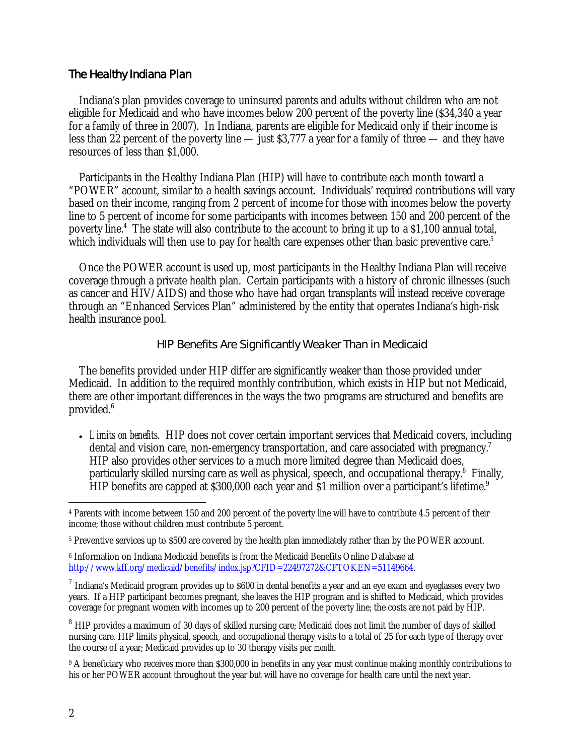## The Healthy Indiana Plan

Indiana's plan provides coverage to uninsured parents and adults without children who are not eligible for Medicaid and who have incomes below 200 percent of the poverty line ($34,340 a year for a family of three in 2007). In Indiana, parents are eligible for Medicaid only if their income is less than 22 percent of the poverty line — just $3,777 a year for a family of three — and they have resources of less than $1,000.

Participants in the Healthy Indiana Plan (HIP) will have to contribute each month toward a "POWER" account, similar to a health savings account. Individuals' required contributions will vary based on their income, ranging from 2 percent of income for those with incomes below the poverty line to 5 percent of income for some participants with incomes between 150 and 200 percent of the poverty line.[4] The state will also contribute to the account to bring it up to a $1,100 annual total, which individuals will then use to pay for health care expenses other than basic preventive care.[5]

Once the POWER account is used up, most participants in the Healthy Indiana Plan will receive coverage through a private health plan. Certain participants with a history of chronic illnesses (such as cancer and HIV/AIDS) and those who have had organ transplants will instead receive coverage through an "Enhanced Services Plan" administered by the entity that operates Indiana's high-risk health insurance pool.

### HIP Benefits Are Significantly Weaker Than in Medicaid

The benefits provided under HIP differ are significantly weaker than those provided under Medicaid. In addition to the required monthly contribution, which exists in HIP but not Medicaid, there are other important differences in the ways the two programs are structured and benefits are provided.[6]

- *Limits on benefits*. HIP does not cover certain important services that Medicaid covers, including dental and vision care, non-emergency transportation, and care associated with pregnancy.[7] HIP also provides other services to a much more limited degree than Medicaid does, particularly skilled nursing care as well as physical, speech, and occupational therapy.[8] Finally, HIP benefits are capped at $300,000 each year and $1 million over a participant's lifetime.[9]

---

[4] Parents with income between 150 and 200 percent of the poverty line will have to contribute 4.5 percent of their income; those without children must contribute 5 percent.

[5] Preventive services up to $500 are covered by the health plan immediately rather than by the POWER account.

[6] Information on Indiana Medicaid benefits is from the Medicaid Benefits Online Database at http://www.kff.org/medicaid/benefits/index.jsp?CFID=22497272&CFTOKEN=51149664.

[7] Indiana's Medicaid program provides up to $600 in dental benefits a year and an eye exam and eyeglasses every two years. If a HIP participant becomes pregnant, she leaves the HIP program and is shifted to Medicaid, which provides coverage for pregnant women with incomes up to 200 percent of the poverty line; the costs are not paid by HIP.

[8] HIP provides a maximum of 30 days of skilled nursing care; Medicaid does not limit the number of days of skilled nursing care. HIP limits physical, speech, and occupational therapy visits to a total of 25 for each type of therapy over the course of a year; Medicaid provides up to 30 therapy visits per *month*.

[9] A beneficiary who receives more than $300,000 in benefits in any year must continue making monthly contributions to his or her POWER account throughout the year but will have no coverage for health care until the next year.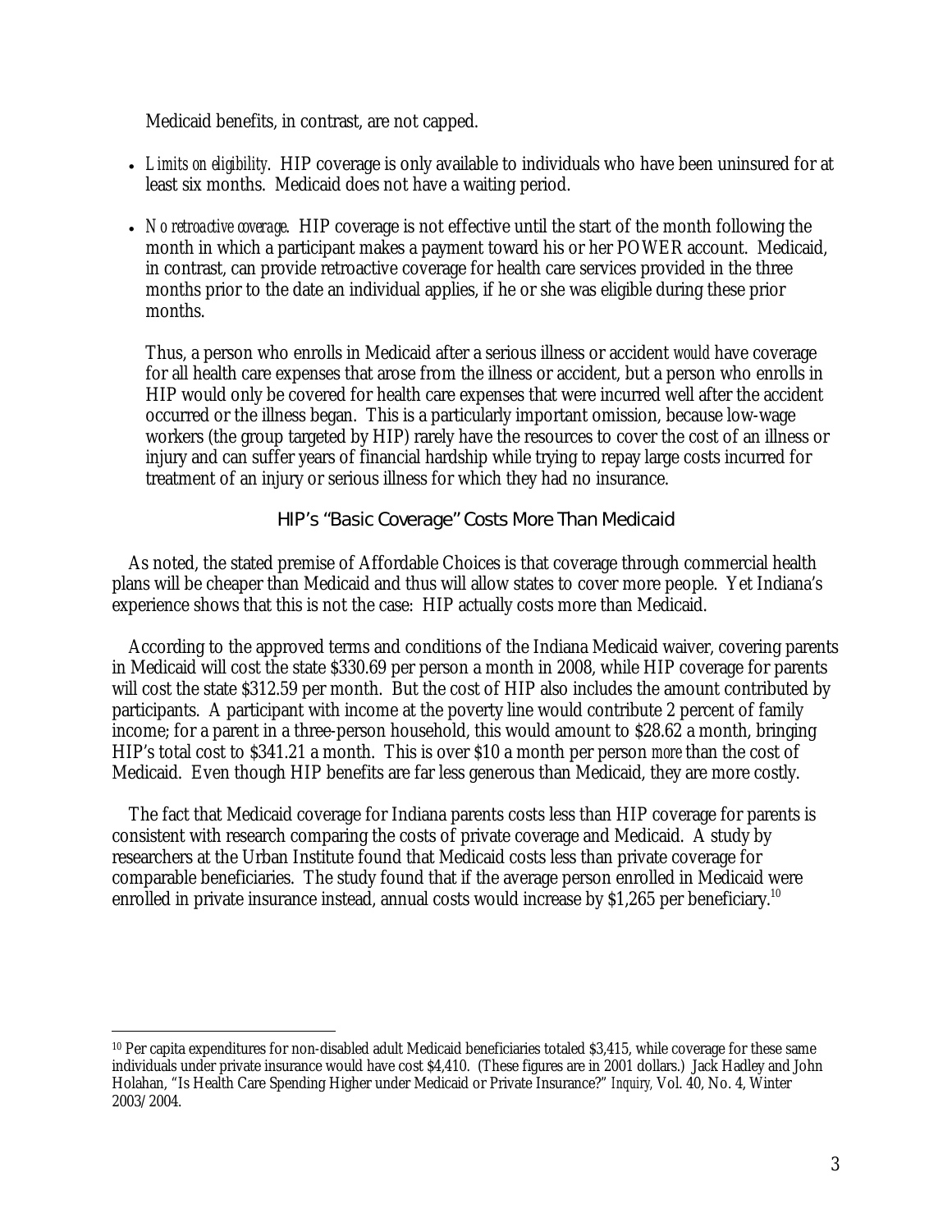Medicaid benefits, in contrast, are not capped.

- *Limits on eligibility*. HIP coverage is only available to individuals who have been uninsured for at least six months. Medicaid does not have a waiting period.
- *No retroactive coverage*. HIP coverage is not effective until the start of the month following the month in which a participant makes a payment toward his or her POWER account. Medicaid, in contrast, can provide retroactive coverage for health care services provided in the three months prior to the date an individual applies, if he or she was eligible during these prior months.

  Thus, a person who enrolls in Medicaid after a serious illness or accident *would* have coverage for all health care expenses that arose from the illness or accident, but a person who enrolls in HIP would only be covered for health care expenses that were incurred well after the accident occurred or the illness began. This is a particularly important omission, because low-wage workers (the group targeted by HIP) rarely have the resources to cover the cost of an illness or injury and can suffer years of financial hardship while trying to repay large costs incurred for treatment of an injury or serious illness for which they had no insurance.

## HIP's "Basic Coverage" Costs More Than Medicaid

As noted, the stated premise of Affordable Choices is that coverage through commercial health plans will be cheaper than Medicaid and thus will allow states to cover more people. Yet Indiana's experience shows that this is not the case: HIP actually costs more than Medicaid.

According to the approved terms and conditions of the Indiana Medicaid waiver, covering parents in Medicaid will cost the state $330.69 per person a month in 2008, while HIP coverage for parents will cost the state $312.59 per month. But the cost of HIP also includes the amount contributed by participants. A participant with income at the poverty line would contribute 2 percent of family income; for a parent in a three-person household, this would amount to $28.62 a month, bringing HIP's total cost to $341.21 a month. This is over $10 a month per person *more* than the cost of Medicaid. Even though HIP benefits are far less generous than Medicaid, they are more costly.

The fact that Medicaid coverage for Indiana parents costs less than HIP coverage for parents is consistent with research comparing the costs of private coverage and Medicaid. A study by researchers at the Urban Institute found that Medicaid costs less than private coverage for comparable beneficiaries. The study found that if the average person enrolled in Medicaid were enrolled in private insurance instead, annual costs would increase by $1,265 per beneficiary.[10]

---

[10] Per capita expenditures for non-disabled adult Medicaid beneficiaries totaled $3,415, while coverage for these same individuals under private insurance would have cost $4,410. (These figures are in 2001 dollars.) Jack Hadley and John Holahan, "Is Health Care Spending Higher under Medicaid or Private Insurance?" *Inquiry*, Vol. 40, No. 4, Winter 2003/2004.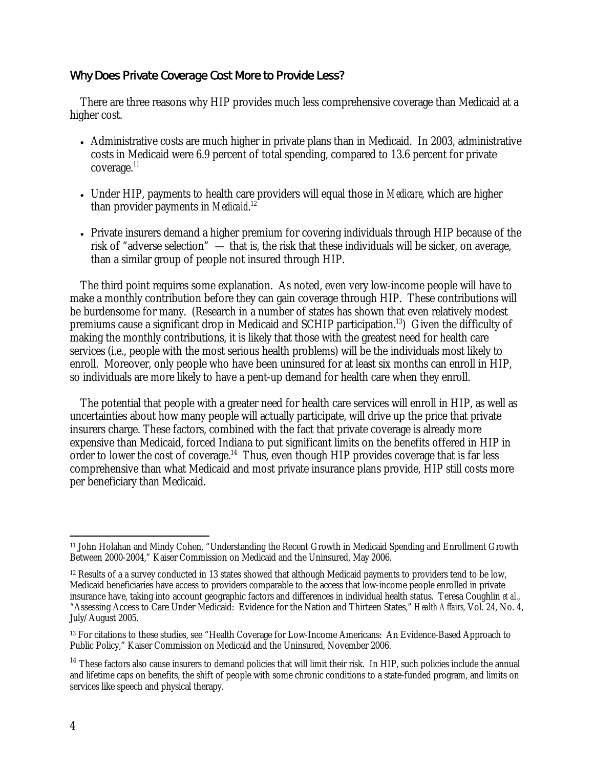### Why Does Private Coverage Cost More to Provide Less?

There are three reasons why HIP provides much less comprehensive coverage than Medicaid at a higher cost.

- Administrative costs are much higher in private plans than in Medicaid. In 2003, administrative costs in Medicaid were 6.9 percent of total spending, compared to 13.6 percent for private coverage.[11]
- Under HIP, payments to health care providers will equal those in *Medicare*, which are higher than provider payments in *Medicaid*.[12]
- Private insurers demand a higher premium for covering individuals through HIP because of the risk of "adverse selection" — that is, the risk that these individuals will be sicker, on average, than a similar group of people not insured through HIP.

The third point requires some explanation. As noted, even very low-income people will have to make a monthly contribution before they can gain coverage through HIP. These contributions will be burdensome for many. (Research in a number of states has shown that even relatively modest premiums cause a significant drop in Medicaid and SCHIP participation.[13]) Given the difficulty of making the monthly contributions, it is likely that those with the greatest need for health care services (i.e., people with the most serious health problems) will be the individuals most likely to enroll. Moreover, only people who have been uninsured for at least six months can enroll in HIP, so individuals are more likely to have a pent-up demand for health care when they enroll.

The potential that people with a greater need for health care services will enroll in HIP, as well as uncertainties about how many people will actually participate, will drive up the price that private insurers charge. These factors, combined with the fact that private coverage is already more expensive than Medicaid, forced Indiana to put significant limits on the benefits offered in HIP in order to lower the cost of coverage.[14] Thus, even though HIP provides coverage that is far less comprehensive than what Medicaid and most private insurance plans provide, HIP still costs more per beneficiary than Medicaid.

---

[11] John Holahan and Mindy Cohen, "Understanding the Recent Growth in Medicaid Spending and Enrollment Growth Between 2000-2004," Kaiser Commission on Medicaid and the Uninsured, May 2006.

[12] Results of a a survey conducted in 13 states showed that although Medicaid payments to providers tend to be low, Medicaid beneficiaries have access to providers comparable to the access that low-income people enrolled in private insurance have, taking into account geographic factors and differences in individual health status. Teresa Coughlin *et al.*, "Assessing Access to Care Under Medicaid: Evidence for the Nation and Thirteen States," *Health Affairs*, Vol. 24, No. 4, July/August 2005.

[13] For citations to these studies, see "Health Coverage for Low-Income Americans: An Evidence-Based Approach to Public Policy," Kaiser Commission on Medicaid and the Uninsured, November 2006.

[14] These factors also cause insurers to demand policies that will limit their risk. In HIP, such policies include the annual and lifetime caps on benefits, the shift of people with some chronic conditions to a state-funded program, and limits on services like speech and physical therapy.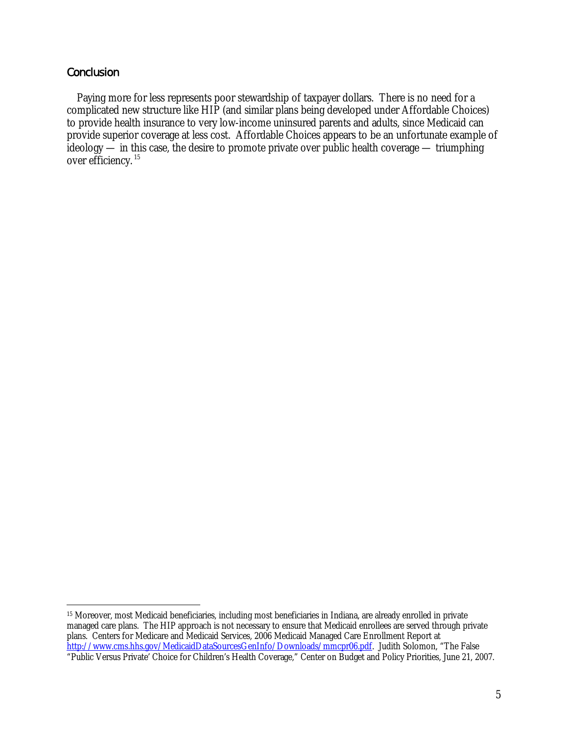## Conclusion

Paying more for less represents poor stewardship of taxpayer dollars. There is no need for a complicated new structure like HIP (and similar plans being developed under Affordable Choices) to provide health insurance to very low-income uninsured parents and adults, since Medicaid can provide superior coverage at less cost. Affordable Choices appears to be an unfortunate example of ideology — in this case, the desire to promote private over public health coverage — triumphing over efficiency.[15]

---

[15] Moreover, most Medicaid beneficiaries, including most beneficiaries in Indiana, are already enrolled in private managed care plans. The HIP approach is not necessary to ensure that Medicaid enrollees are served through private plans. Centers for Medicare and Medicaid Services, 2006 Medicaid Managed Care Enrollment Report at http://www.cms.hhs.gov/MedicaidDataSourcesGenInfo/Downloads/mmcpr06.pdf. Judith Solomon, "The False "Public Versus Private' Choice for Children's Health Coverage," Center on Budget and Policy Priorities, June 21, 2007.